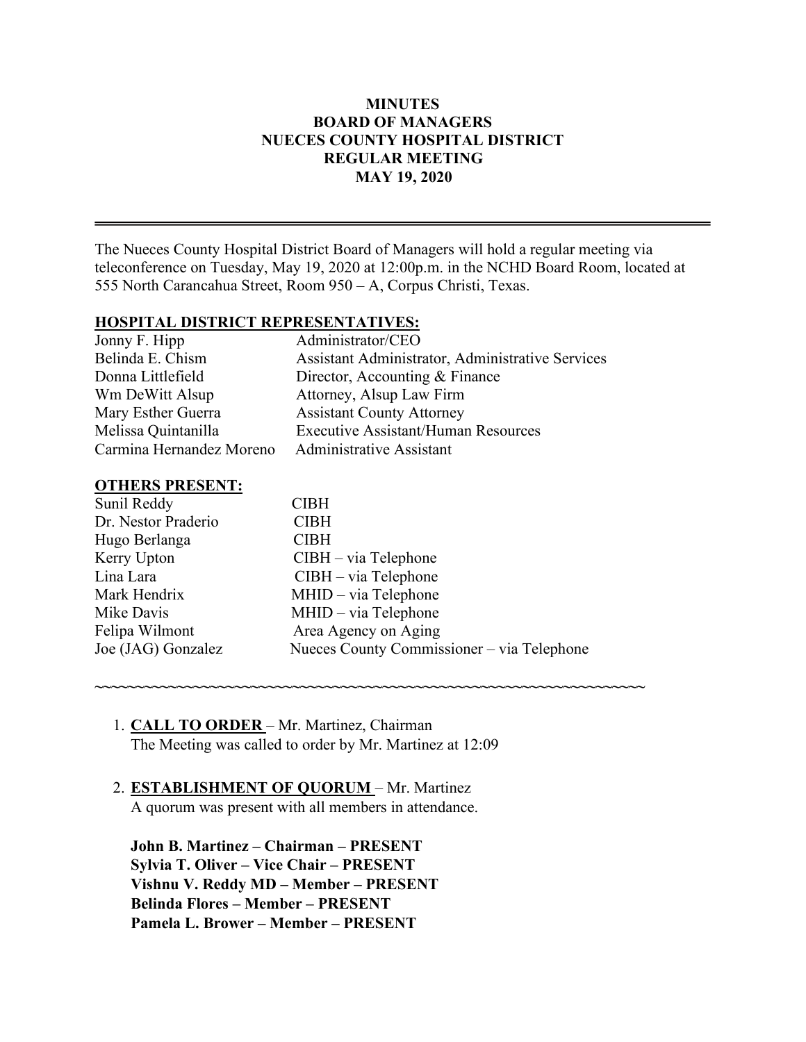# MINUTES
# BOARD OF MANAGERS
# NUECES COUNTY HOSPITAL DISTRICT
# REGULAR MEETING
# MAY 19, 2020

---

The Nueces County Hospital District Board of Managers will hold a regular meeting via teleconference on Tuesday, May 19, 2020 at 12:00p.m. in the NCHD Board Room, located at 555 North Carancahua Street, Room 950 – A, Corpus Christi, Texas.

**HOSPITAL DISTRICT REPRESENTATIVES:**

| | |
|---|---|
| Jonny F. Hipp | Administrator/CEO |
| Belinda E. Chism | Assistant Administrator, Administrative Services |
| Donna Littlefield | Director, Accounting & Finance |
| Wm DeWitt Alsup | Attorney, Alsup Law Firm |
| Mary Esther Guerra | Assistant County Attorney |
| Melissa Quintanilla | Executive Assistant/Human Resources |
| Carmina Hernandez Moreno | Administrative Assistant |

**OTHERS PRESENT:**

| | |
|---|---|
| Sunil Reddy | CIBH |
| Dr. Nestor Praderio | CIBH |
| Hugo Berlanga | CIBH |
| Kerry Upton | CIBH – via Telephone |
| Lina Lara | CIBH – via Telephone |
| Mark Hendrix | MHID – via Telephone |
| Mike Davis | MHID – via Telephone |
| Felipa Wilmont | Area Agency on Aging |
| Joe (JAG) Gonzalez | Nueces County Commissioner – via Telephone |

~~~~~~~~~~~~~~~~~~~~~~~~~~~~~~~~~~~~~~~~~~~~~~~~~~~~~~~~~~~~~~~~~~~~

1. **CALL TO ORDER** – Mr. Martinez, Chairman
   The Meeting was called to order by Mr. Martinez at 12:09

2. **ESTABLISHMENT OF QUORUM** – Mr. Martinez
   A quorum was present with all members in attendance.

   **John B. Martinez – Chairman – PRESENT**
   **Sylvia T. Oliver – Vice Chair – PRESENT**
   **Vishnu V. Reddy MD – Member – PRESENT**
   **Belinda Flores – Member – PRESENT**
   **Pamela L. Brower – Member – PRESENT**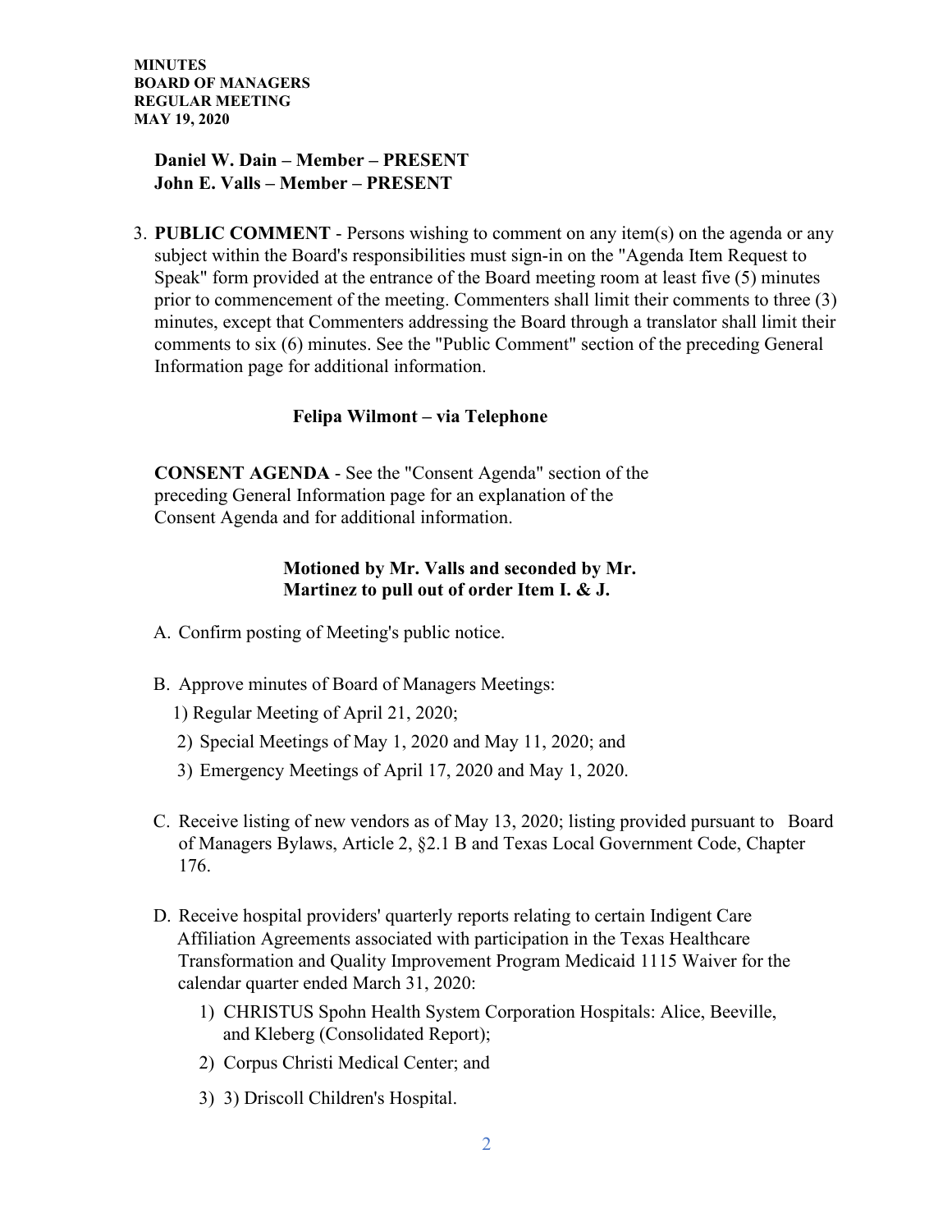**Daniel W. Dain – Member – PRESENT**
**John E. Valls – Member – PRESENT**

3. **PUBLIC COMMENT** - Persons wishing to comment on any item(s) on the agenda or any subject within the Board's responsibilities must sign-in on the "Agenda Item Request to Speak" form provided at the entrance of the Board meeting room at least five (5) minutes prior to commencement of the meeting. Commenters shall limit their comments to three (3) minutes, except that Commenters addressing the Board through a translator shall limit their comments to six (6) minutes. See the "Public Comment" section of the preceding General Information page for additional information.

**Felipa Wilmont – via Telephone**

**CONSENT AGENDA** - See the "Consent Agenda" section of the preceding General Information page for an explanation of the Consent Agenda and for additional information.

**Motioned by Mr. Valls and seconded by Mr. Martinez to pull out of order Item I. & J.**

A. Confirm posting of Meeting's public notice.

B. Approve minutes of Board of Managers Meetings:
   1) Regular Meeting of April 21, 2020;
   2) Special Meetings of May 1, 2020 and May 11, 2020; and
   3) Emergency Meetings of April 17, 2020 and May 1, 2020.

C. Receive listing of new vendors as of May 13, 2020; listing provided pursuant to Board of Managers Bylaws, Article 2, §2.1 B and Texas Local Government Code, Chapter 176.

D. Receive hospital providers' quarterly reports relating to certain Indigent Care Affiliation Agreements associated with participation in the Texas Healthcare Transformation and Quality Improvement Program Medicaid 1115 Waiver for the calendar quarter ended March 31, 2020:
   1) CHRISTUS Spohn Health System Corporation Hospitals: Alice, Beeville, and Kleberg (Consolidated Report);
   2) Corpus Christi Medical Center; and
   3) 3) Driscoll Children's Hospital.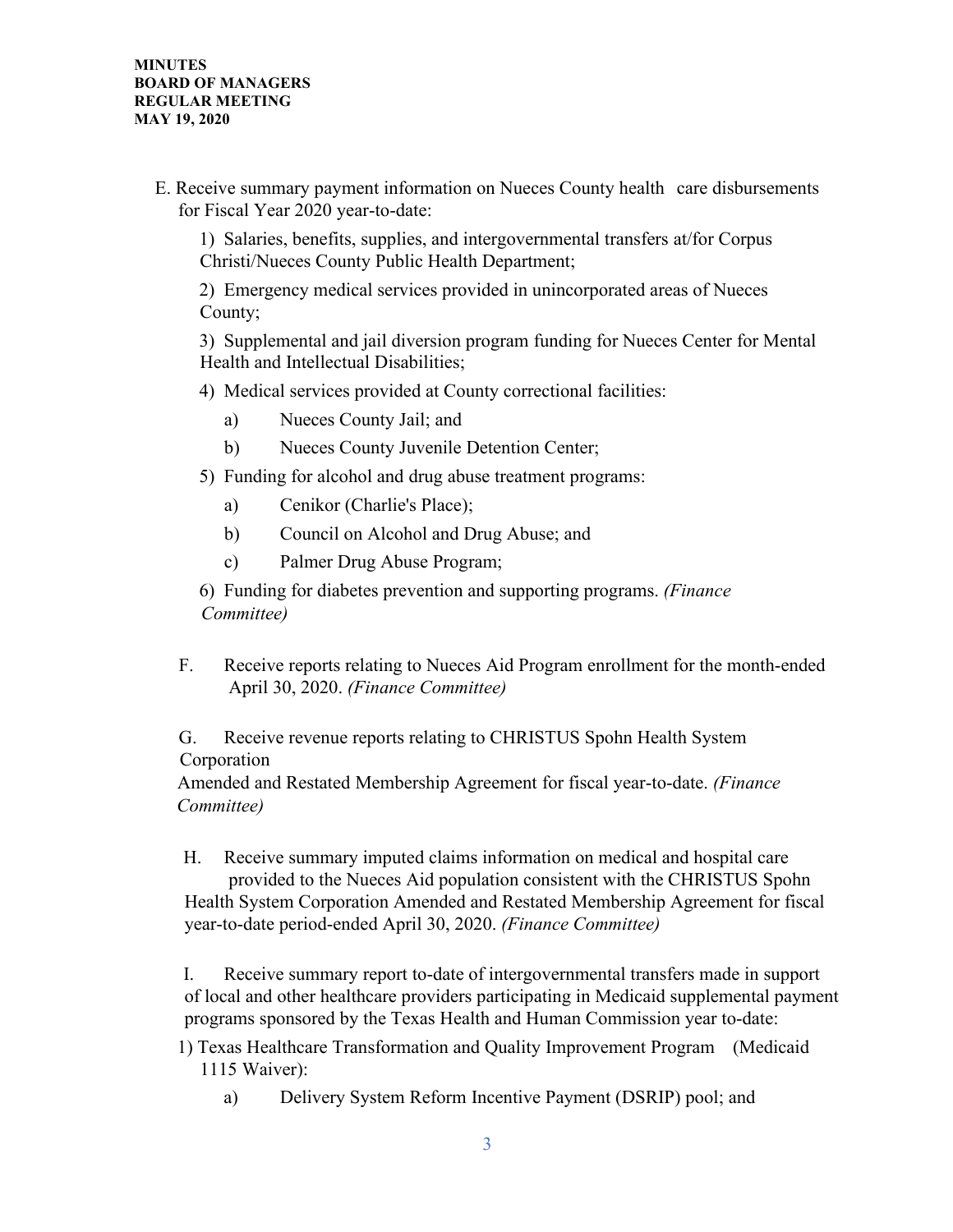E. Receive summary payment information on Nueces County health care disbursements for Fiscal Year 2020 year-to-date:

1) Salaries, benefits, supplies, and intergovernmental transfers at/for Corpus Christi/Nueces County Public Health Department;

2) Emergency medical services provided in unincorporated areas of Nueces County;

3) Supplemental and jail diversion program funding for Nueces Center for Mental Health and Intellectual Disabilities;

4) Medical services provided at County correctional facilities:

   a) Nueces County Jail; and

   b) Nueces County Juvenile Detention Center;

5) Funding for alcohol and drug abuse treatment programs:

   a) Cenikor (Charlie's Place);

   b) Council on Alcohol and Drug Abuse; and

   c) Palmer Drug Abuse Program;

6) Funding for diabetes prevention and supporting programs. *(Finance Committee)*

F. Receive reports relating to Nueces Aid Program enrollment for the month-ended April 30, 2020. *(Finance Committee)*

G. Receive revenue reports relating to CHRISTUS Spohn Health System Corporation Amended and Restated Membership Agreement for fiscal year-to-date. *(Finance Committee)*

H. Receive summary imputed claims information on medical and hospital care provided to the Nueces Aid population consistent with the CHRISTUS Spohn Health System Corporation Amended and Restated Membership Agreement for fiscal year-to-date period-ended April 30, 2020. *(Finance Committee)*

I. Receive summary report to-date of intergovernmental transfers made in support of local and other healthcare providers participating in Medicaid supplemental payment programs sponsored by the Texas Health and Human Commission year to-date:

1) Texas Healthcare Transformation and Quality Improvement Program (Medicaid 1115 Waiver):

   a) Delivery System Reform Incentive Payment (DSRIP) pool; and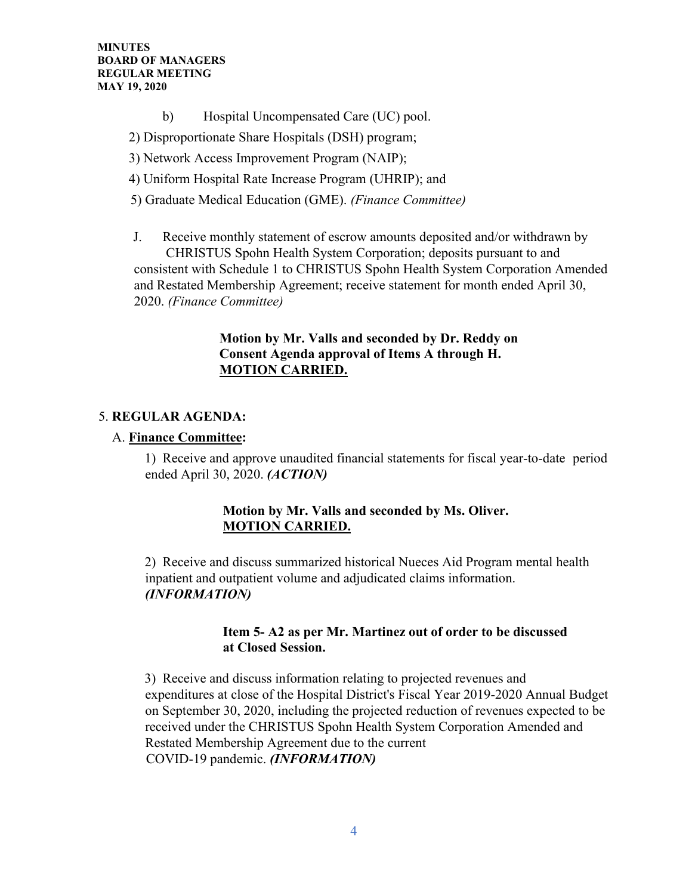b) Hospital Uncompensated Care (UC) pool.

2) Disproportionate Share Hospitals (DSH) program;

3) Network Access Improvement Program (NAIP);

4) Uniform Hospital Rate Increase Program (UHRIP); and

5) Graduate Medical Education (GME). *(Finance Committee)*

J. Receive monthly statement of escrow amounts deposited and/or withdrawn by CHRISTUS Spohn Health System Corporation; deposits pursuant to and consistent with Schedule 1 to CHRISTUS Spohn Health System Corporation Amended and Restated Membership Agreement; receive statement for month ended April 30, 2020. *(Finance Committee)*

**Motion by Mr. Valls and seconded by Dr. Reddy on Consent Agenda approval of Items A through H.**
**<u>MOTION CARRIED.</u>**

5. **REGULAR AGENDA:**

A. **<u>Finance Committee</u>:**

1) Receive and approve unaudited financial statements for fiscal year-to-date period ended April 30, 2020. ***(ACTION)***

**Motion by Mr. Valls and seconded by Ms. Oliver.**
**<u>MOTION CARRIED.</u>**

2) Receive and discuss summarized historical Nueces Aid Program mental health inpatient and outpatient volume and adjudicated claims information. ***(INFORMATION)***

**Item 5- A2 as per Mr. Martinez out of order to be discussed at Closed Session.**

3) Receive and discuss information relating to projected revenues and expenditures at close of the Hospital District's Fiscal Year 2019-2020 Annual Budget on September 30, 2020, including the projected reduction of revenues expected to be received under the CHRISTUS Spohn Health System Corporation Amended and Restated Membership Agreement due to the current COVID-19 pandemic. ***(INFORMATION)***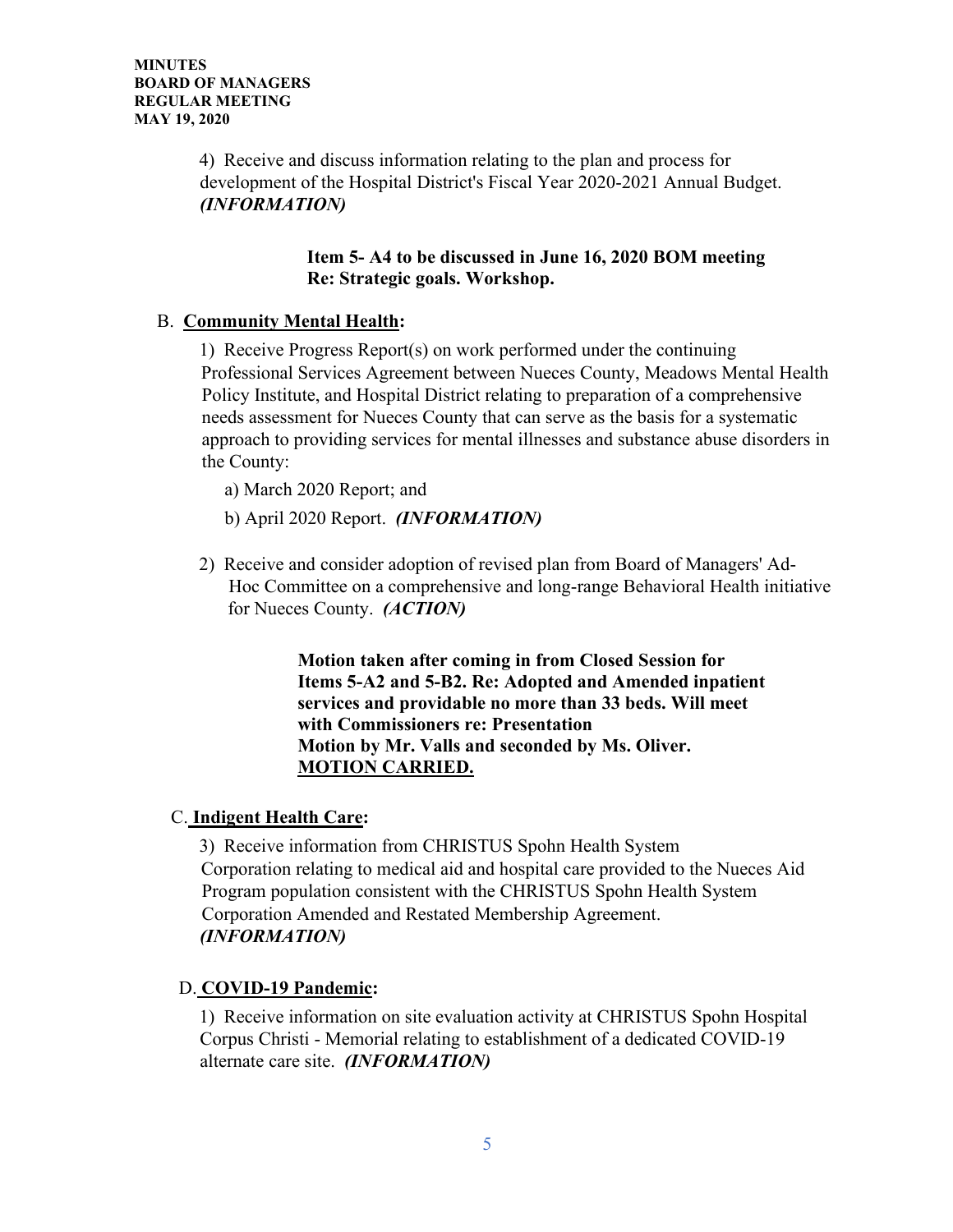4) Receive and discuss information relating to the plan and process for development of the Hospital District's Fiscal Year 2020-2021 Annual Budget. ***(INFORMATION)***

**Item 5- A4 to be discussed in June 16, 2020 BOM meeting Re: Strategic goals. Workshop.**

B. **<u>Community Mental Health</u>:**

1) Receive Progress Report(s) on work performed under the continuing Professional Services Agreement between Nueces County, Meadows Mental Health Policy Institute, and Hospital District relating to preparation of a comprehensive needs assessment for Nueces County that can serve as the basis for a systematic approach to providing services for mental illnesses and substance abuse disorders in the County:

a) March 2020 Report; and

b) April 2020 Report. ***(INFORMATION)***

2) Receive and consider adoption of revised plan from Board of Managers' Ad-Hoc Committee on a comprehensive and long-range Behavioral Health initiative for Nueces County. ***(ACTION)***

**Motion taken after coming in from Closed Session for Items 5-A2 and 5-B2. Re: Adopted and Amended inpatient services and providable no more than 33 beds. Will meet with Commissioners re: Presentation**
**Motion by Mr. Valls and seconded by Ms. Oliver.**
**<u>MOTION CARRIED.</u>**

C. **<u>Indigent Health Care</u>:**

3) Receive information from CHRISTUS Spohn Health System Corporation relating to medical aid and hospital care provided to the Nueces Aid Program population consistent with the CHRISTUS Spohn Health System Corporation Amended and Restated Membership Agreement. ***(INFORMATION)***

D. **<u>COVID-19 Pandemic</u>:**

1) Receive information on site evaluation activity at CHRISTUS Spohn Hospital Corpus Christi - Memorial relating to establishment of a dedicated COVID-19 alternate care site. ***(INFORMATION)***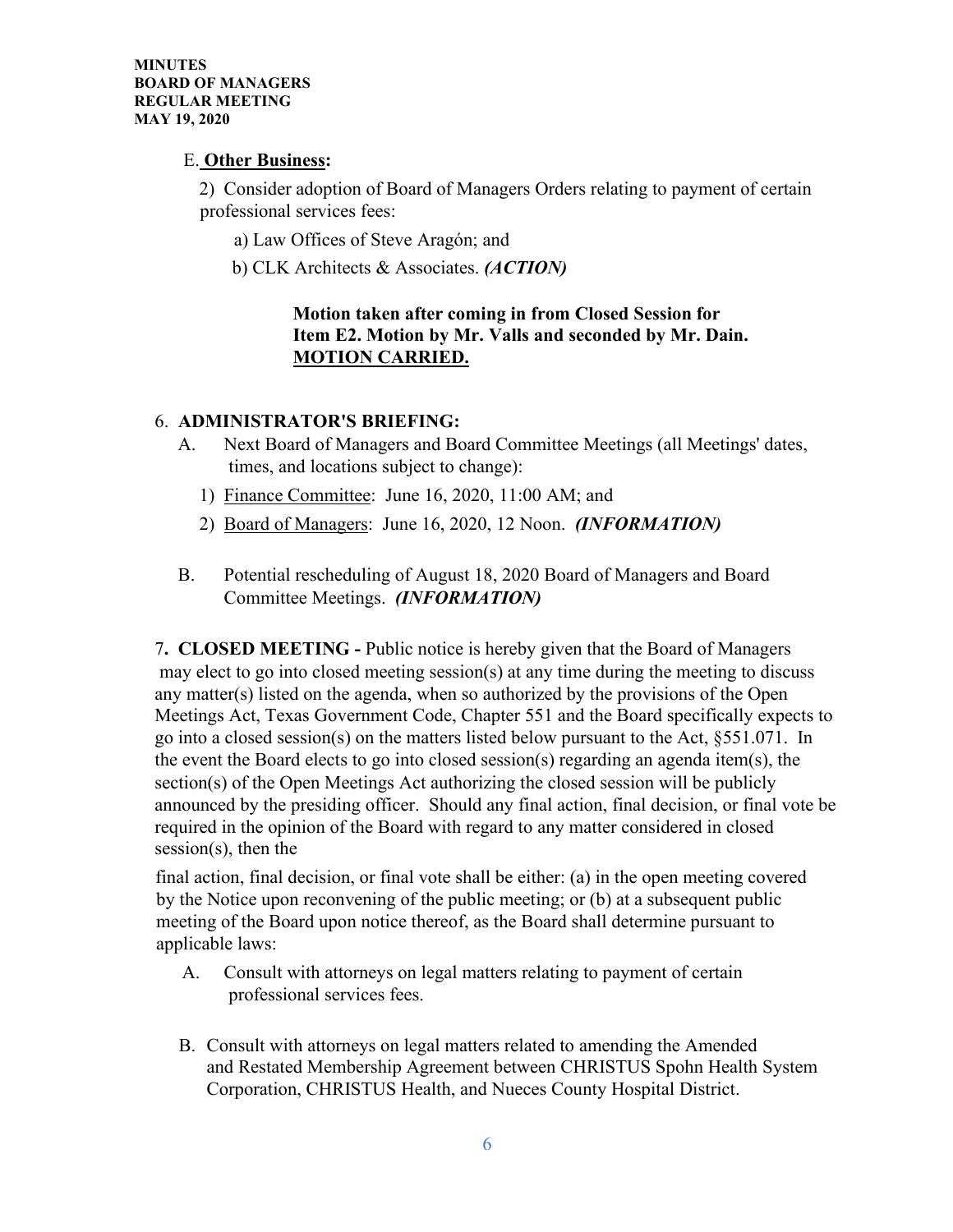E. **Other Business:**

2) Consider adoption of Board of Managers Orders relating to payment of certain professional services fees:

a) Law Offices of Steve Aragón; and

b) CLK Architects & Associates. ***(ACTION)***

**Motion taken after coming in from Closed Session for Item E2. Motion by Mr. Valls and seconded by Mr. Dain. MOTION CARRIED.**

6. **ADMINISTRATOR'S BRIEFING:**

A. Next Board of Managers and Board Committee Meetings (all Meetings' dates, times, and locations subject to change):

1) Finance Committee: June 16, 2020, 11:00 AM; and

2) Board of Managers: June 16, 2020, 12 Noon. ***(INFORMATION)***

B. Potential rescheduling of August 18, 2020 Board of Managers and Board Committee Meetings. ***(INFORMATION)***

7**. CLOSED MEETING -** Public notice is hereby given that the Board of Managers may elect to go into closed meeting session(s) at any time during the meeting to discuss any matter(s) listed on the agenda, when so authorized by the provisions of the Open Meetings Act, Texas Government Code, Chapter 551 and the Board specifically expects to go into a closed session(s) on the matters listed below pursuant to the Act, §551.071. In the event the Board elects to go into closed session(s) regarding an agenda item(s), the section(s) of the Open Meetings Act authorizing the closed session will be publicly announced by the presiding officer. Should any final action, final decision, or final vote be required in the opinion of the Board with regard to any matter considered in closed session(s), then the final action, final decision, or final vote shall be either: (a) in the open meeting covered by the Notice upon reconvening of the public meeting; or (b) at a subsequent public meeting of the Board upon notice thereof, as the Board shall determine pursuant to applicable laws:

A. Consult with attorneys on legal matters relating to payment of certain professional services fees.

B. Consult with attorneys on legal matters related to amending the Amended and Restated Membership Agreement between CHRISTUS Spohn Health System Corporation, CHRISTUS Health, and Nueces County Hospital District.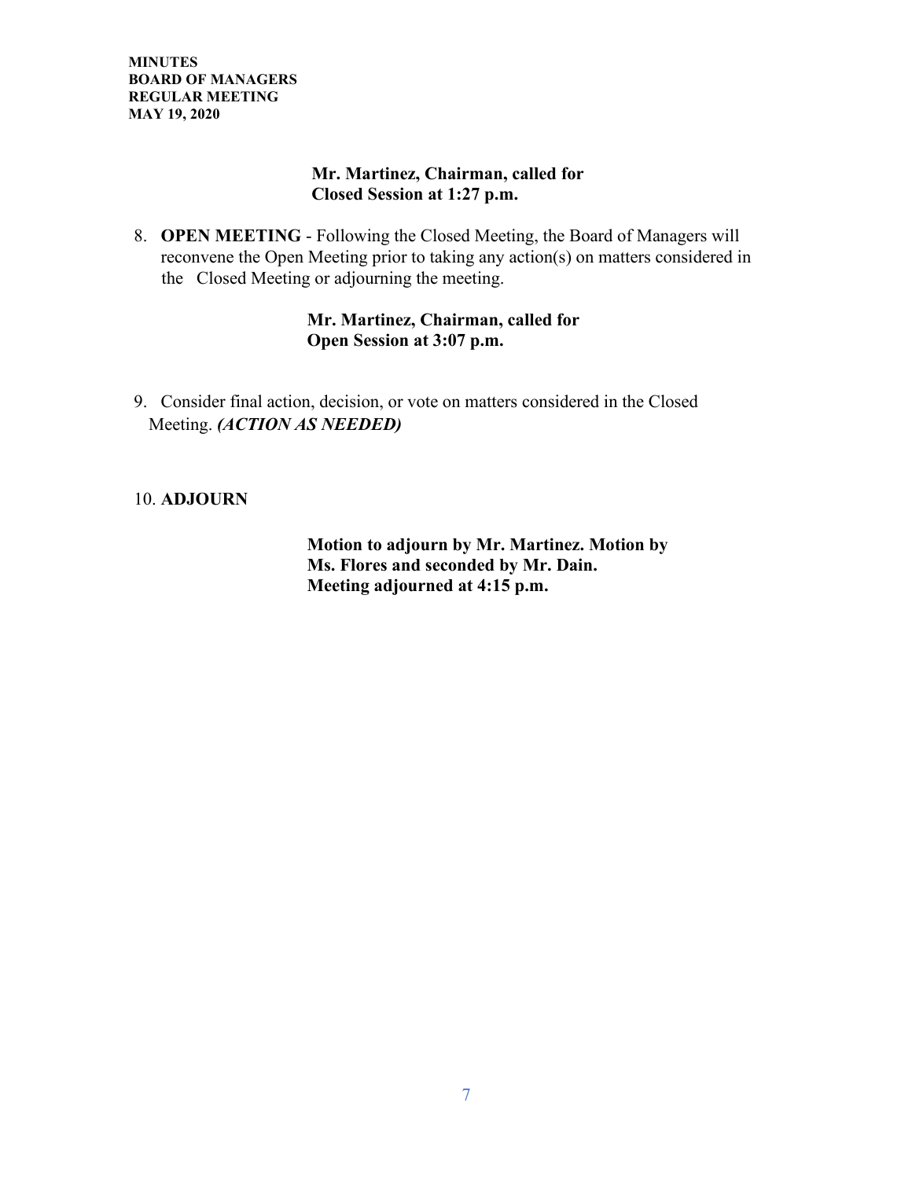**Mr. Martinez, Chairman, called for Closed Session at 1:27 p.m.**

8. **OPEN MEETING** - Following the Closed Meeting, the Board of Managers will reconvene the Open Meeting prior to taking any action(s) on matters considered in the Closed Meeting or adjourning the meeting.

**Mr. Martinez, Chairman, called for Open Session at 3:07 p.m.**

9. Consider final action, decision, or vote on matters considered in the Closed Meeting. ***(ACTION AS NEEDED)***

10. **ADJOURN**

**Motion to adjourn by Mr. Martinez. Motion by Ms. Flores and seconded by Mr. Dain. Meeting adjourned at 4:15 p.m.**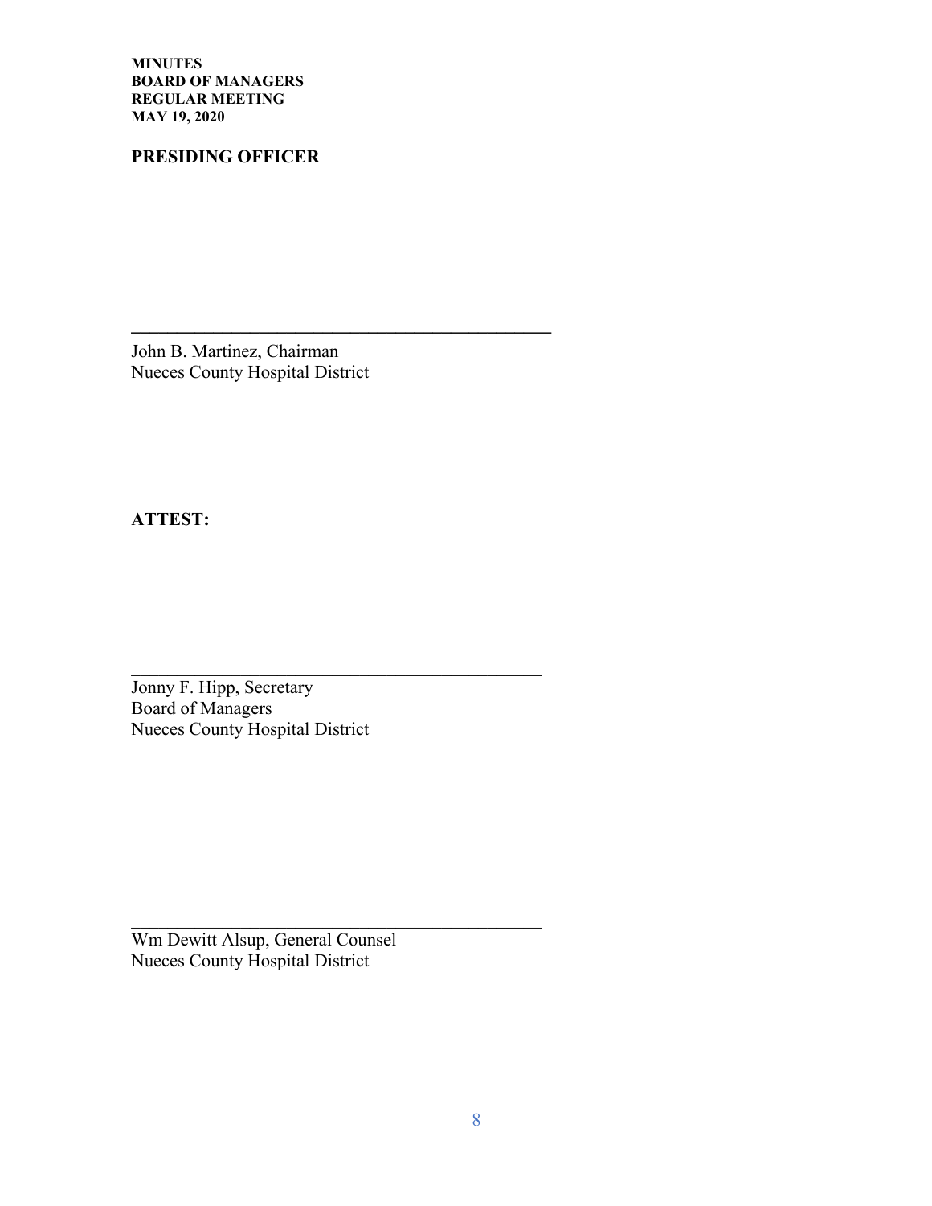**MINUTES**
**BOARD OF MANAGERS**
**REGULAR MEETING**
**MAY 19, 2020**

**PRESIDING OFFICER**

\_\_\_\_\_\_\_\_\_\_\_\_\_\_\_\_\_\_\_\_\_\_\_\_\_\_\_\_\_\_\_\_\_\_\_\_\_\_\_\_\_\_\_\_

John B. Martinez, Chairman
Nueces County Hospital District

**ATTEST:**

\_\_\_\_\_\_\_\_\_\_\_\_\_\_\_\_\_\_\_\_\_\_\_\_\_\_\_\_\_\_\_\_\_\_\_\_\_\_\_\_\_\_\_\_

Jonny F. Hipp, Secretary
Board of Managers
Nueces County Hospital District

\_\_\_\_\_\_\_\_\_\_\_\_\_\_\_\_\_\_\_\_\_\_\_\_\_\_\_\_\_\_\_\_\_\_\_\_\_\_\_\_\_\_\_\_

Wm Dewitt Alsup, General Counsel
Nueces County Hospital District